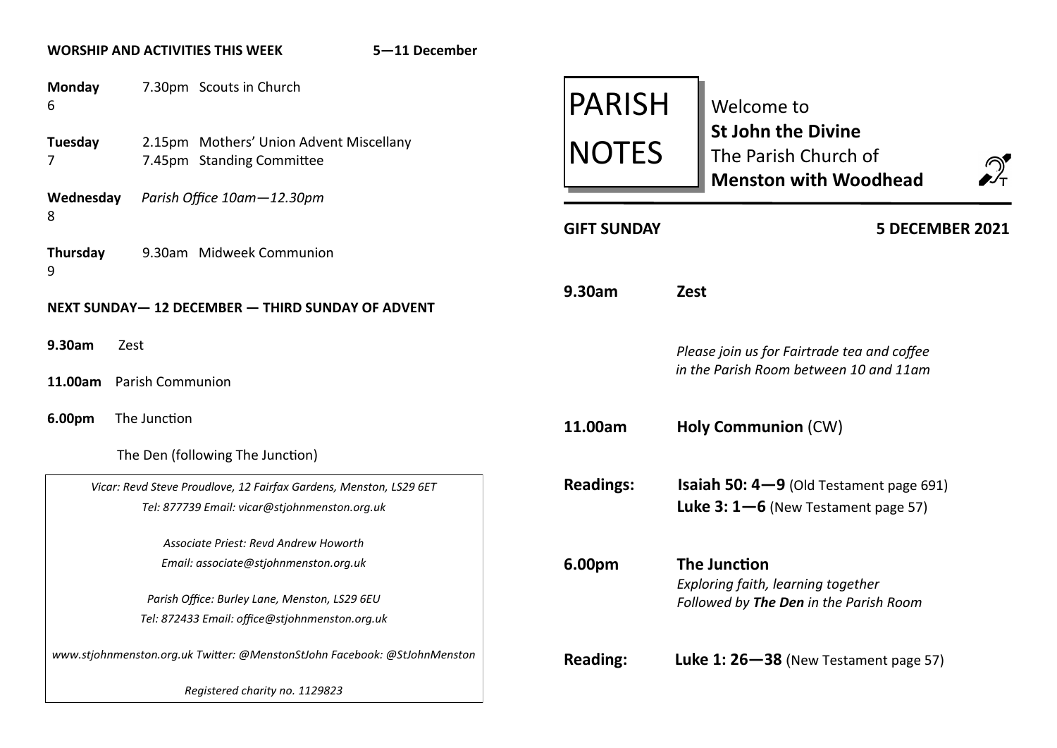**WORSHIP AND ACTIVITIES THIS WEEK 5—11 December**

**Monday 6** 7.30pm Scouts in Church

**Tuesday 7** 2.15pm Mothers' Union Advent Miscellany
7.45pm Standing Committee

**Wednesday 8** *Parish Office 10am—12.30pm*

**Thursday 9** 9.30am Midweek Communion

**NEXT SUNDAY— 12 DECEMBER — THIRD SUNDAY OF ADVENT**

**9.30am** Zest

**11.00am** Parish Communion

**6.00pm** The Junction

The Den (following The Junction)

*Vicar: Revd Steve Proudlove, 12 Fairfax Gardens, Menston, LS29 6ET*
*Tel: 877739 Email: vicar@stjohnmenston.org.uk*

*Associate Priest: Revd Andrew Howorth*
*Email: associate@stjohnmenston.org.uk*

*Parish Office: Burley Lane, Menston, LS29 6EU*
*Tel: 872433 Email: office@stjohnmenston.org.uk*

*www.stjohnmenston.org.uk Twitter: @MenstonStJohn Facebook: @StJohnMenston*

*Registered charity no. 1129823*

# PARISH NOTES

Welcome to
**St John the Divine**
The Parish Church of
**Menston with Woodhead**

**GIFT SUNDAY 5 DECEMBER 2021**

**9.30am** **Zest**

*Please join us for Fairtrade tea and coffee in the Parish Room between 10 and 11am*

**11.00am** **Holy Communion** (CW)

**Readings:** **Isaiah 50: 4—9** (Old Testament page 691)
**Luke 3: 1—6** (New Testament page 57)

**6.00pm** **The Junction**
*Exploring faith, learning together*
*Followed by **The Den** in the Parish Room*

**Reading:** **Luke 1: 26—38** (New Testament page 57)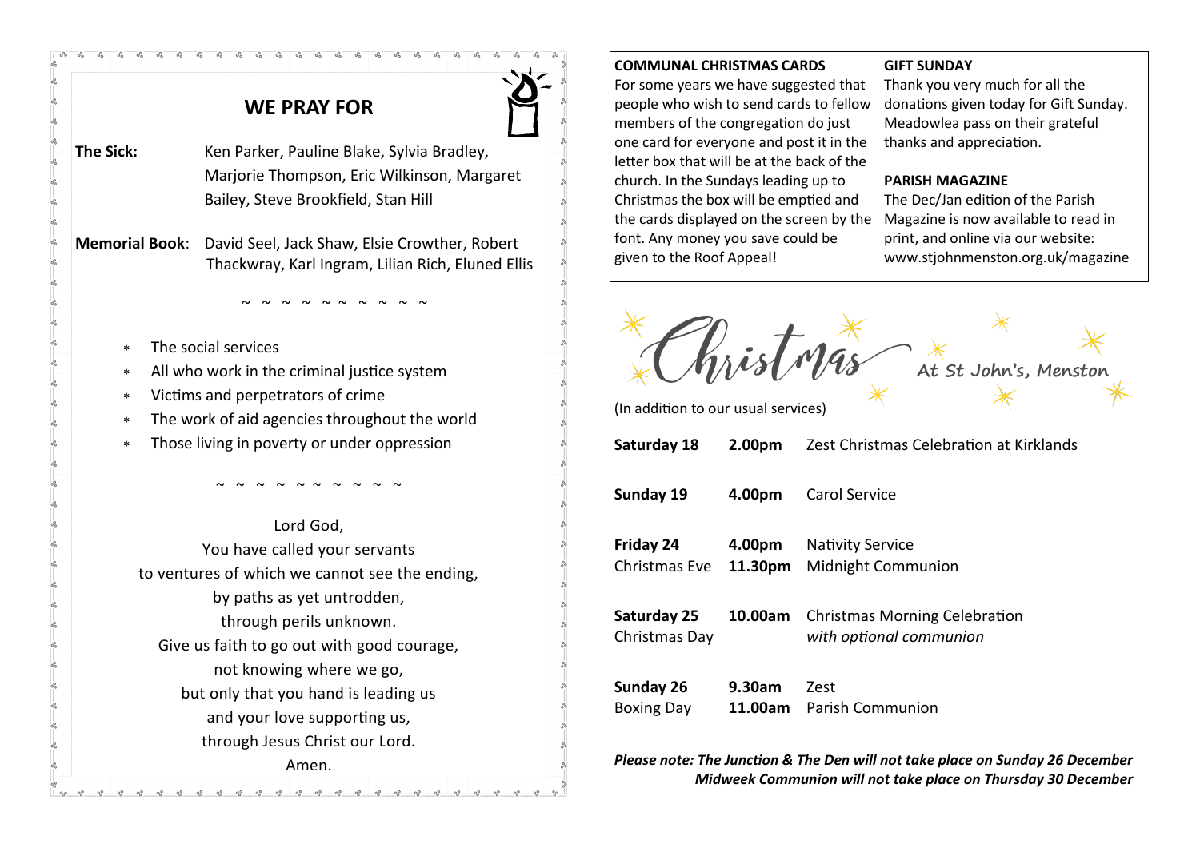## WE PRAY FOR

**The Sick:** Ken Parker, Pauline Blake, Sylvia Bradley, Marjorie Thompson, Eric Wilkinson, Margaret Bailey, Steve Brookfield, Stan Hill

**Memorial Book**: David Seel, Jack Shaw, Elsie Crowther, Robert Thackwray, Karl Ingram, Lilian Rich, Eluned Ellis

~ ~ ~ ~ ~ ~ ~ ~ ~ ~

- The social services
- All who work in the criminal justice system
- Victims and perpetrators of crime
- The work of aid agencies throughout the world
- Those living in poverty or under oppression

~ ~ ~ ~ ~ ~ ~ ~ ~ ~

Lord God,
You have called your servants
to ventures of which we cannot see the ending,
by paths as yet untrodden,
through perils unknown.
Give us faith to go out with good courage,
not knowing where we go,
but only that you hand is leading us
and your love supporting us,
through Jesus Christ our Lord.
Amen.

**COMMUNAL CHRISTMAS CARDS**
For some years we have suggested that people who wish to send cards to fellow members of the congregation do just one card for everyone and post it in the letter box that will be at the back of the church. In the Sundays leading up to Christmas the box will be emptied and the cards displayed on the screen by the font. Any money you save could be given to the Roof Appeal!

**GIFT SUNDAY**
Thank you very much for all the donations given today for Gift Sunday. Meadowlea pass on their grateful thanks and appreciation.

**PARISH MAGAZINE**
The Dec/Jan edition of the Parish Magazine is now available to read in print, and online via our website: www.stjohnmenston.org.uk/magazine

## Christmas At St John's, Menston

(In addition to our usual services)

| | | |
|---|---|---|
| **Saturday 18** | **2.00pm** | Zest Christmas Celebration at Kirklands |
| **Sunday 19** | **4.00pm** | Carol Service |
| **Friday 24** Christmas Eve | **4.00pm** **11.30pm** | Nativity Service Midnight Communion |
| **Saturday 25** Christmas Day | **10.00am** | Christmas Morning Celebration *with optional communion* |
| **Sunday 26** Boxing Day | **9.30am** **11.00am** | Zest Parish Communion |

***Please note: The Junction & The Den will not take place on Sunday 26 December***
***Midweek Communion will not take place on Thursday 30 December***